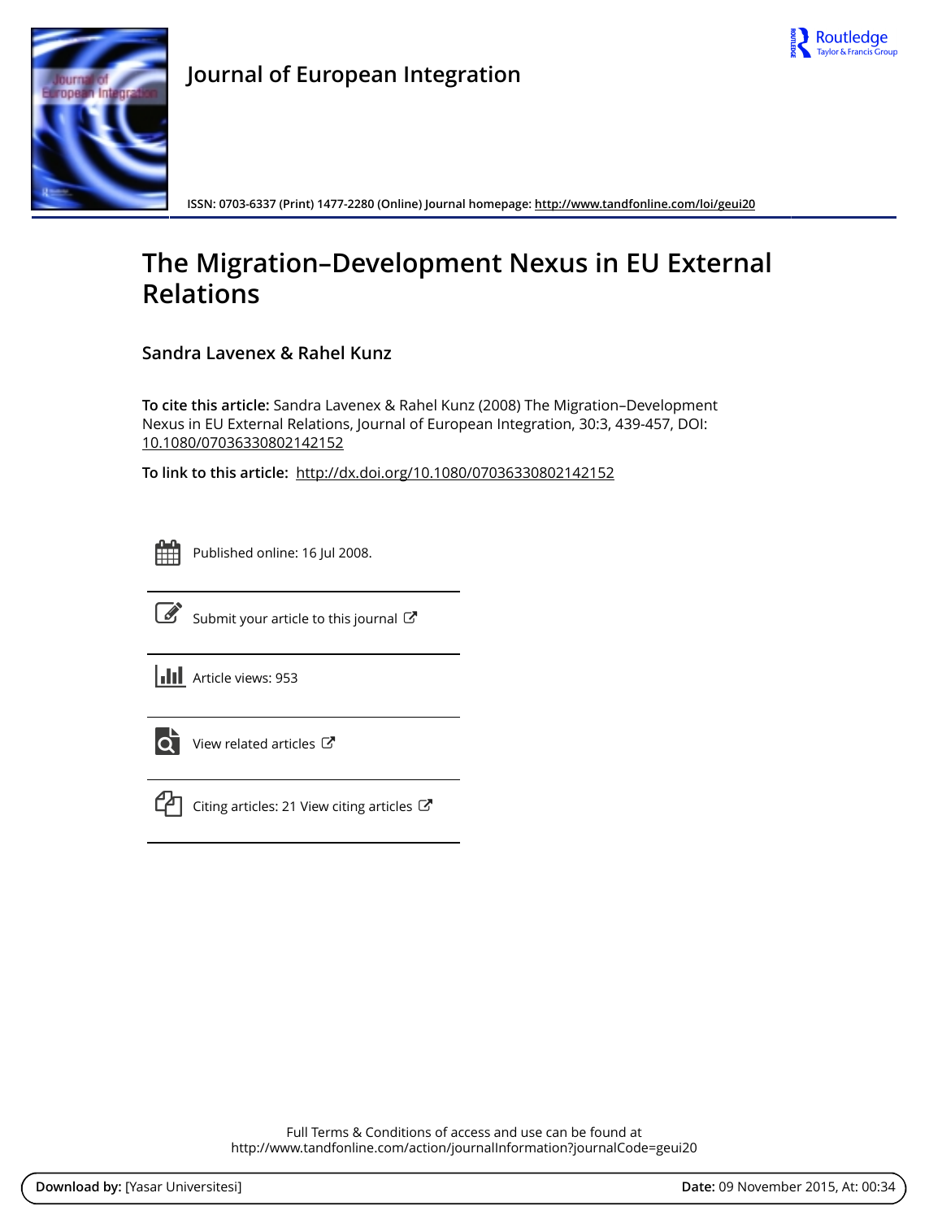Journal of European Integration

ISSN: 0703-6337 (Print) 1477-2280 (Online) Journal homepage: http://www.tandfonline.com/loi/geui20

# The Migration–Development Nexus in EU External Relations

Sandra Lavenex & Rahel Kunz

**To cite this article:** Sandra Lavenex & Rahel Kunz (2008) The Migration–Development Nexus in EU External Relations, Journal of European Integration, 30:3, 439-457, DOI: 10.1080/07036330802142152

**To link to this article:** http://dx.doi.org/10.1080/07036330802142152

Published online: 16 Jul 2008.

Submit your article to this journal

Article views: 953

View related articles

Citing articles: 21 View citing articles

Full Terms & Conditions of access and use can be found at
http://www.tandfonline.com/action/journalInformation?journalCode=geui20

**Download by:** [Yasar Universitesi] **Date:** 09 November 2015, At: 00:34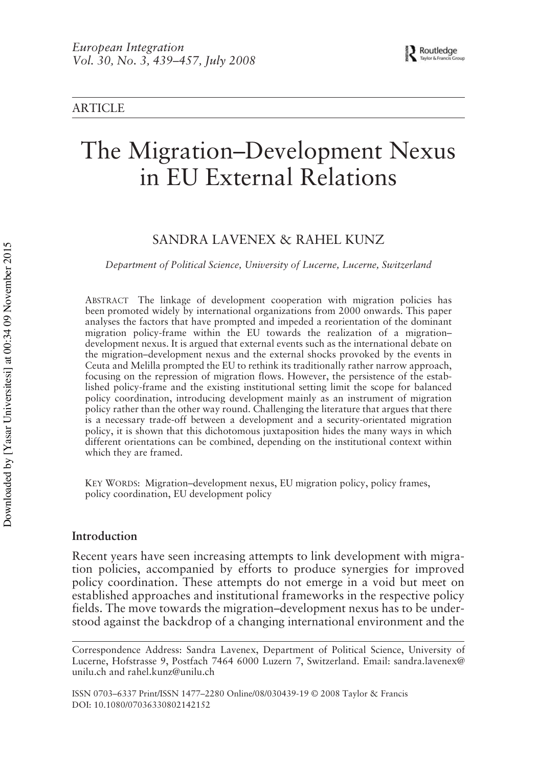ARTICLE

# The Migration–Development Nexus in EU External Relations

SANDRA LAVENEX & RAHEL KUNZ

*Department of Political Science, University of Lucerne, Lucerne, Switzerland*

ABSTRACT The linkage of development cooperation with migration policies has been promoted widely by international organizations from 2000 onwards. This paper analyses the factors that have prompted and impeded a reorientation of the dominant migration policy-frame within the EU towards the realization of a migration–development nexus. It is argued that external events such as the international debate on the migration–development nexus and the external shocks provoked by the events in Ceuta and Melilla prompted the EU to rethink its traditionally rather narrow approach, focusing on the repression of migration flows. However, the persistence of the established policy-frame and the existing institutional setting limit the scope for balanced policy coordination, introducing development mainly as an instrument of migration policy rather than the other way round. Challenging the literature that argues that there is a necessary trade-off between a development and a security-orientated migration policy, it is shown that this dichotomous juxtaposition hides the many ways in which different orientations can be combined, depending on the institutional context within which they are framed.

KEY WORDS: Migration–development nexus, EU migration policy, policy frames, policy coordination, EU development policy

## Introduction

Recent years have seen increasing attempts to link development with migration policies, accompanied by efforts to produce synergies for improved policy coordination. These attempts do not emerge in a void but meet on established approaches and institutional frameworks in the respective policy fields. The move towards the migration–development nexus has to be understood against the backdrop of a changing international environment and the

Correspondence Address: Sandra Lavenex, Department of Political Science, University of Lucerne, Hofstrasse 9, Postfach 7464 6000 Luzern 7, Switzerland. Email: sandra.lavenex@unilu.ch and rahel.kunz@unilu.ch

ISSN 0703–6337 Print/ISSN 1477–2280 Online/08/030439-19 © 2008 Taylor & Francis
DOI: 10.1080/07036330802142152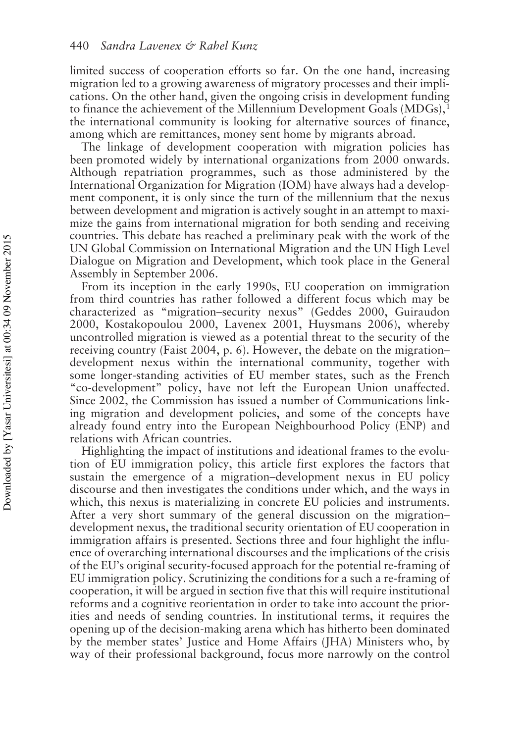limited success of cooperation efforts so far. On the one hand, increasing migration led to a growing awareness of migratory processes and their implications. On the other hand, given the ongoing crisis in development funding to finance the achievement of the Millennium Development Goals (MDGs),[1] the international community is looking for alternative sources of finance, among which are remittances, money sent home by migrants abroad.

The linkage of development cooperation with migration policies has been promoted widely by international organizations from 2000 onwards. Although repatriation programmes, such as those administered by the International Organization for Migration (IOM) have always had a development component, it is only since the turn of the millennium that the nexus between development and migration is actively sought in an attempt to maximize the gains from international migration for both sending and receiving countries. This debate has reached a preliminary peak with the work of the UN Global Commission on International Migration and the UN High Level Dialogue on Migration and Development, which took place in the General Assembly in September 2006.

From its inception in the early 1990s, EU cooperation on immigration from third countries has rather followed a different focus which may be characterized as "migration–security nexus" (Geddes 2000, Guiraudon 2000, Kostakopoulou 2000, Lavenex 2001, Huysmans 2006), whereby uncontrolled migration is viewed as a potential threat to the security of the receiving country (Faist 2004, p. 6). However, the debate on the migration–development nexus within the international community, together with some longer-standing activities of EU member states, such as the French "co-development" policy, have not left the European Union unaffected. Since 2002, the Commission has issued a number of Communications linking migration and development policies, and some of the concepts have already found entry into the European Neighbourhood Policy (ENP) and relations with African countries.

Highlighting the impact of institutions and ideational frames to the evolution of EU immigration policy, this article first explores the factors that sustain the emergence of a migration–development nexus in EU policy discourse and then investigates the conditions under which, and the ways in which, this nexus is materializing in concrete EU policies and instruments. After a very short summary of the general discussion on the migration–development nexus, the traditional security orientation of EU cooperation in immigration affairs is presented. Sections three and four highlight the influence of overarching international discourses and the implications of the crisis of the EU's original security-focused approach for the potential re-framing of EU immigration policy. Scrutinizing the conditions for a such a re-framing of cooperation, it will be argued in section five that this will require institutional reforms and a cognitive reorientation in order to take into account the priorities and needs of sending countries. In institutional terms, it requires the opening up of the decision-making arena which has hitherto been dominated by the member states' Justice and Home Affairs (JHA) Ministers who, by way of their professional background, focus more narrowly on the control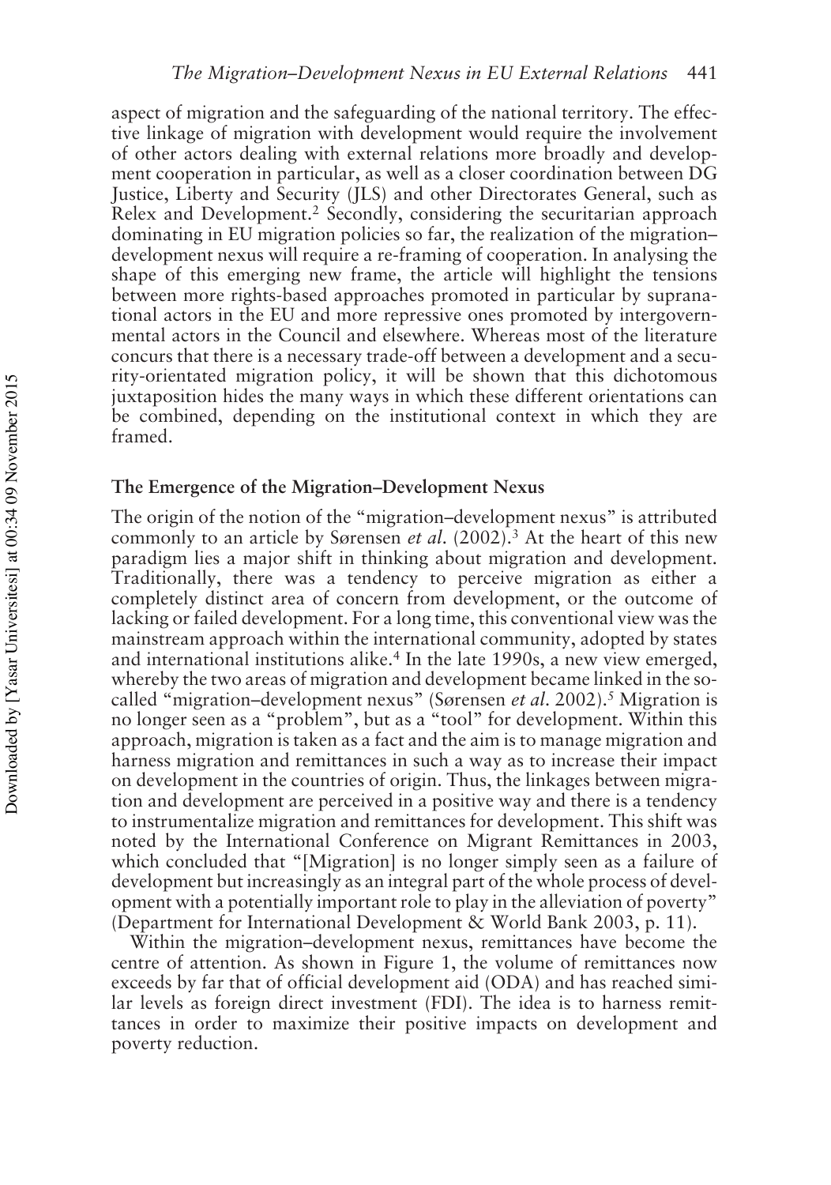aspect of migration and the safeguarding of the national territory. The effective linkage of migration with development would require the involvement of other actors dealing with external relations more broadly and development cooperation in particular, as well as a closer coordination between DG Justice, Liberty and Security (JLS) and other Directorates General, such as Relex and Development.[2] Secondly, considering the securitarian approach dominating in EU migration policies so far, the realization of the migration–development nexus will require a re-framing of cooperation. In analysing the shape of this emerging new frame, the article will highlight the tensions between more rights-based approaches promoted in particular by supranational actors in the EU and more repressive ones promoted by intergovernmental actors in the Council and elsewhere. Whereas most of the literature concurs that there is a necessary trade-off between a development and a security-orientated migration policy, it will be shown that this dichotomous juxtaposition hides the many ways in which these different orientations can be combined, depending on the institutional context in which they are framed.

## The Emergence of the Migration–Development Nexus

The origin of the notion of the "migration–development nexus" is attributed commonly to an article by Sørensen *et al.* (2002).[3] At the heart of this new paradigm lies a major shift in thinking about migration and development. Traditionally, there was a tendency to perceive migration as either a completely distinct area of concern from development, or the outcome of lacking or failed development. For a long time, this conventional view was the mainstream approach within the international community, adopted by states and international institutions alike.[4] In the late 1990s, a new view emerged, whereby the two areas of migration and development became linked in the so-called "migration–development nexus" (Sørensen *et al.* 2002).[5] Migration is no longer seen as a "problem", but as a "tool" for development. Within this approach, migration is taken as a fact and the aim is to manage migration and harness migration and remittances in such a way as to increase their impact on development in the countries of origin. Thus, the linkages between migration and development are perceived in a positive way and there is a tendency to instrumentalize migration and remittances for development. This shift was noted by the International Conference on Migrant Remittances in 2003, which concluded that "[Migration] is no longer simply seen as a failure of development but increasingly as an integral part of the whole process of development with a potentially important role to play in the alleviation of poverty" (Department for International Development & World Bank 2003, p. 11).

Within the migration–development nexus, remittances have become the centre of attention. As shown in Figure 1, the volume of remittances now exceeds by far that of official development aid (ODA) and has reached similar levels as foreign direct investment (FDI). The idea is to harness remittances in order to maximize their positive impacts on development and poverty reduction.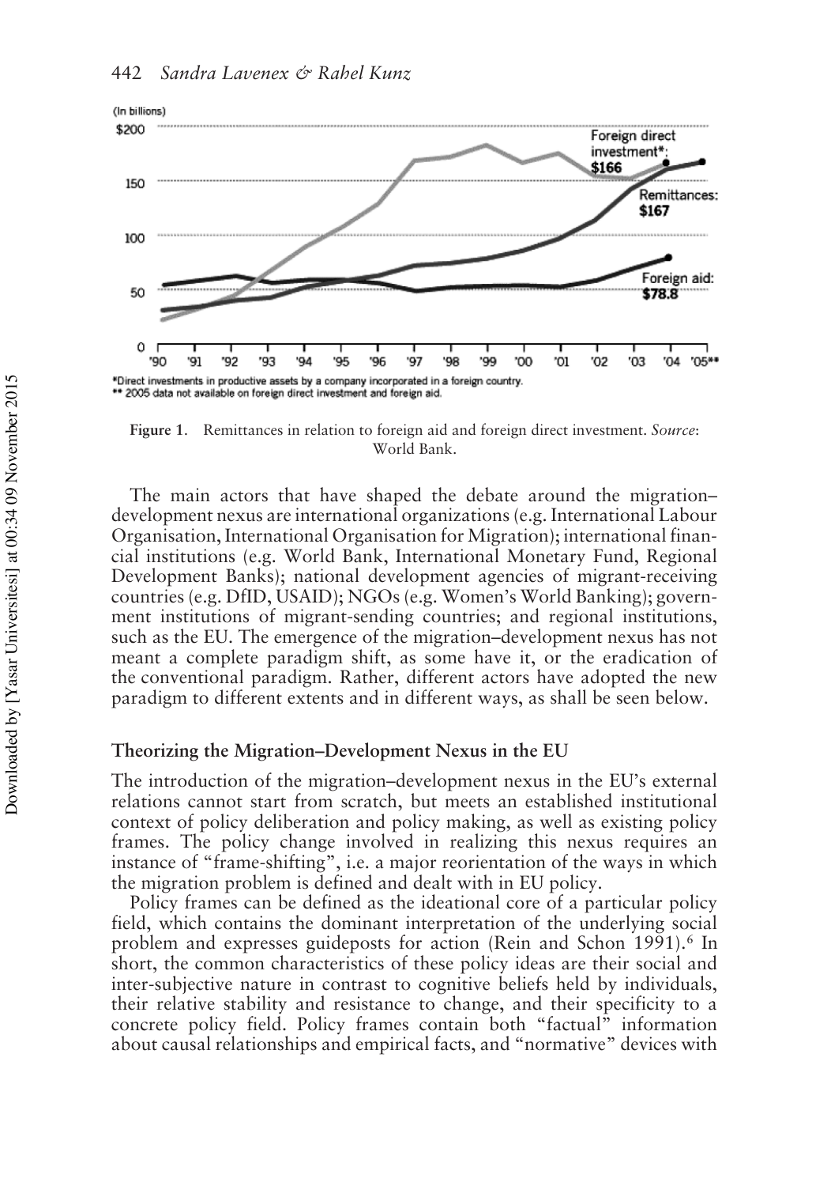Figure 1. Remittances in relation to foreign aid and foreign direct investment. *Source*: World Bank.

The main actors that have shaped the debate around the migration–development nexus are international organizations (e.g. International Labour Organisation, International Organisation for Migration); international financial institutions (e.g. World Bank, International Monetary Fund, Regional Development Banks); national development agencies of migrant-receiving countries (e.g. DfID, USAID); NGOs (e.g. Women's World Banking); government institutions of migrant-sending countries; and regional institutions, such as the EU. The emergence of the migration–development nexus has not meant a complete paradigm shift, as some have it, or the eradication of the conventional paradigm. Rather, different actors have adopted the new paradigm to different extents and in different ways, as shall be seen below.

## Theorizing the Migration–Development Nexus in the EU

The introduction of the migration–development nexus in the EU's external relations cannot start from scratch, but meets an established institutional context of policy deliberation and policy making, as well as existing policy frames. The policy change involved in realizing this nexus requires an instance of "frame-shifting", i.e. a major reorientation of the ways in which the migration problem is defined and dealt with in EU policy.

Policy frames can be defined as the ideational core of a particular policy field, which contains the dominant interpretation of the underlying social problem and expresses guideposts for action (Rein and Schon 1991).[6] In short, the common characteristics of these policy ideas are their social and inter-subjective nature in contrast to cognitive beliefs held by individuals, their relative stability and resistance to change, and their specificity to a concrete policy field. Policy frames contain both "factual" information about causal relationships and empirical facts, and "normative" devices with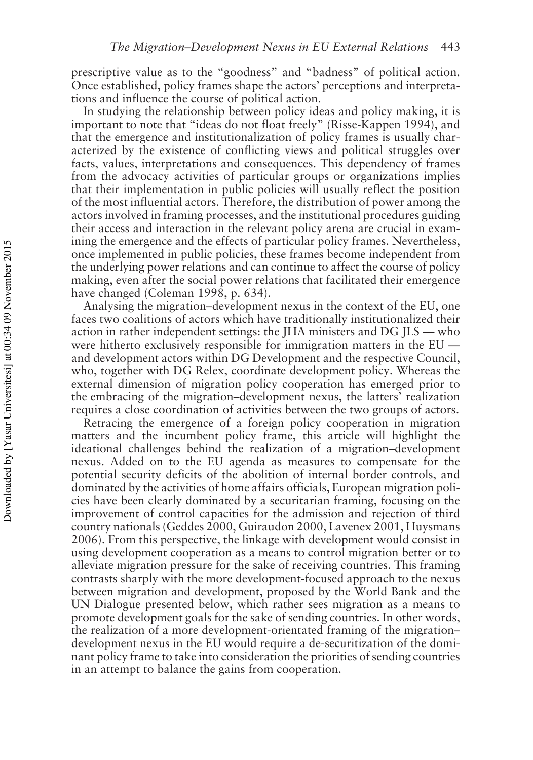prescriptive value as to the "goodness" and "badness" of political action. Once established, policy frames shape the actors' perceptions and interpretations and influence the course of political action.

In studying the relationship between policy ideas and policy making, it is important to note that "ideas do not float freely" (Risse-Kappen 1994), and that the emergence and institutionalization of policy frames is usually characterized by the existence of conflicting views and political struggles over facts, values, interpretations and consequences. This dependency of frames from the advocacy activities of particular groups or organizations implies that their implementation in public policies will usually reflect the position of the most influential actors. Therefore, the distribution of power among the actors involved in framing processes, and the institutional procedures guiding their access and interaction in the relevant policy arena are crucial in examining the emergence and the effects of particular policy frames. Nevertheless, once implemented in public policies, these frames become independent from the underlying power relations and can continue to affect the course of policy making, even after the social power relations that facilitated their emergence have changed (Coleman 1998, p. 634).

Analysing the migration–development nexus in the context of the EU, one faces two coalitions of actors which have traditionally institutionalized their action in rather independent settings: the JHA ministers and DG JLS — who were hitherto exclusively responsible for immigration matters in the EU — and development actors within DG Development and the respective Council, who, together with DG Relex, coordinate development policy. Whereas the external dimension of migration policy cooperation has emerged prior to the embracing of the migration–development nexus, the latters' realization requires a close coordination of activities between the two groups of actors.

Retracing the emergence of a foreign policy cooperation in migration matters and the incumbent policy frame, this article will highlight the ideational challenges behind the realization of a migration–development nexus. Added on to the EU agenda as measures to compensate for the potential security deficits of the abolition of internal border controls, and dominated by the activities of home affairs officials, European migration policies have been clearly dominated by a securitarian framing, focusing on the improvement of control capacities for the admission and rejection of third country nationals (Geddes 2000, Guiraudon 2000, Lavenex 2001, Huysmans 2006). From this perspective, the linkage with development would consist in using development cooperation as a means to control migration better or to alleviate migration pressure for the sake of receiving countries. This framing contrasts sharply with the more development-focused approach to the nexus between migration and development, proposed by the World Bank and the UN Dialogue presented below, which rather sees migration as a means to promote development goals for the sake of sending countries. In other words, the realization of a more development-orientated framing of the migration–development nexus in the EU would require a de-securitization of the dominant policy frame to take into consideration the priorities of sending countries in an attempt to balance the gains from cooperation.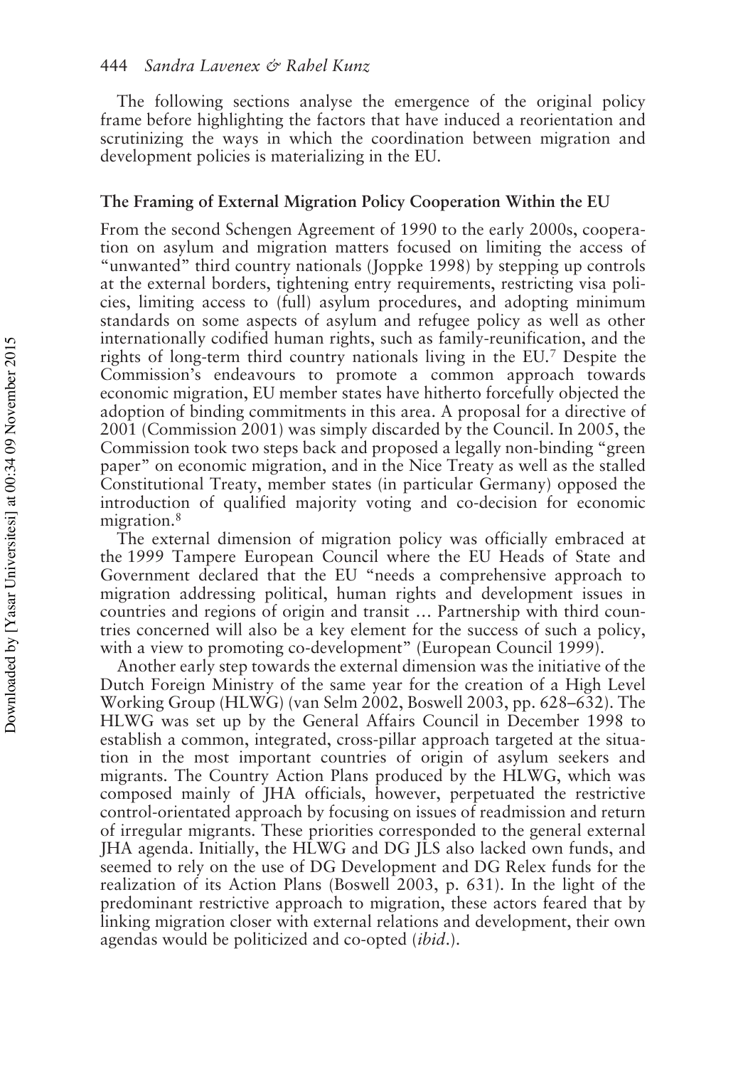The following sections analyse the emergence of the original policy frame before highlighting the factors that have induced a reorientation and scrutinizing the ways in which the coordination between migration and development policies is materializing in the EU.

## The Framing of External Migration Policy Cooperation Within the EU

From the second Schengen Agreement of 1990 to the early 2000s, cooperation on asylum and migration matters focused on limiting the access of "unwanted" third country nationals (Joppke 1998) by stepping up controls at the external borders, tightening entry requirements, restricting visa policies, limiting access to (full) asylum procedures, and adopting minimum standards on some aspects of asylum and refugee policy as well as other internationally codified human rights, such as family-reunification, and the rights of long-term third country nationals living in the EU.[7] Despite the Commission's endeavours to promote a common approach towards economic migration, EU member states have hitherto forcefully objected the adoption of binding commitments in this area. A proposal for a directive of 2001 (Commission 2001) was simply discarded by the Council. In 2005, the Commission took two steps back and proposed a legally non-binding "green paper" on economic migration, and in the Nice Treaty as well as the stalled Constitutional Treaty, member states (in particular Germany) opposed the introduction of qualified majority voting and co-decision for economic migration.[8]

The external dimension of migration policy was officially embraced at the 1999 Tampere European Council where the EU Heads of State and Government declared that the EU "needs a comprehensive approach to migration addressing political, human rights and development issues in countries and regions of origin and transit … Partnership with third countries concerned will also be a key element for the success of such a policy, with a view to promoting co-development" (European Council 1999).

Another early step towards the external dimension was the initiative of the Dutch Foreign Ministry of the same year for the creation of a High Level Working Group (HLWG) (van Selm 2002, Boswell 2003, pp. 628–632). The HLWG was set up by the General Affairs Council in December 1998 to establish a common, integrated, cross-pillar approach targeted at the situation in the most important countries of origin of asylum seekers and migrants. The Country Action Plans produced by the HLWG, which was composed mainly of JHA officials, however, perpetuated the restrictive control-orientated approach by focusing on issues of readmission and return of irregular migrants. These priorities corresponded to the general external JHA agenda. Initially, the HLWG and DG JLS also lacked own funds, and seemed to rely on the use of DG Development and DG Relex funds for the realization of its Action Plans (Boswell 2003, p. 631). In the light of the predominant restrictive approach to migration, these actors feared that by linking migration closer with external relations and development, their own agendas would be politicized and co-opted (*ibid*.).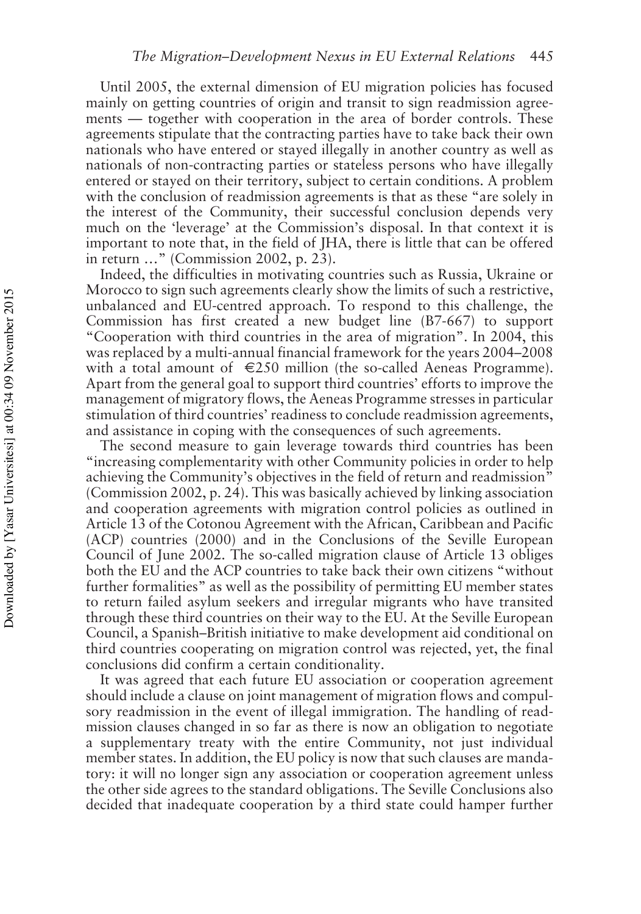Until 2005, the external dimension of EU migration policies has focused mainly on getting countries of origin and transit to sign readmission agreements — together with cooperation in the area of border controls. These agreements stipulate that the contracting parties have to take back their own nationals who have entered or stayed illegally in another country as well as nationals of non-contracting parties or stateless persons who have illegally entered or stayed on their territory, subject to certain conditions. A problem with the conclusion of readmission agreements is that as these "are solely in the interest of the Community, their successful conclusion depends very much on the 'leverage' at the Commission's disposal. In that context it is important to note that, in the field of JHA, there is little that can be offered in return …" (Commission 2002, p. 23).

Indeed, the difficulties in motivating countries such as Russia, Ukraine or Morocco to sign such agreements clearly show the limits of such a restrictive, unbalanced and EU-centred approach. To respond to this challenge, the Commission has first created a new budget line (B7-667) to support "Cooperation with third countries in the area of migration". In 2004, this was replaced by a multi-annual financial framework for the years 2004–2008 with a total amount of €250 million (the so-called Aeneas Programme). Apart from the general goal to support third countries' efforts to improve the management of migratory flows, the Aeneas Programme stresses in particular stimulation of third countries' readiness to conclude readmission agreements, and assistance in coping with the consequences of such agreements.

The second measure to gain leverage towards third countries has been "increasing complementarity with other Community policies in order to help achieving the Community's objectives in the field of return and readmission" (Commission 2002, p. 24). This was basically achieved by linking association and cooperation agreements with migration control policies as outlined in Article 13 of the Cotonou Agreement with the African, Caribbean and Pacific (ACP) countries (2000) and in the Conclusions of the Seville European Council of June 2002. The so-called migration clause of Article 13 obliges both the EU and the ACP countries to take back their own citizens "without further formalities" as well as the possibility of permitting EU member states to return failed asylum seekers and irregular migrants who have transited through these third countries on their way to the EU. At the Seville European Council, a Spanish–British initiative to make development aid conditional on third countries cooperating on migration control was rejected, yet, the final conclusions did confirm a certain conditionality.

It was agreed that each future EU association or cooperation agreement should include a clause on joint management of migration flows and compulsory readmission in the event of illegal immigration. The handling of readmission clauses changed in so far as there is now an obligation to negotiate a supplementary treaty with the entire Community, not just individual member states. In addition, the EU policy is now that such clauses are mandatory: it will no longer sign any association or cooperation agreement unless the other side agrees to the standard obligations. The Seville Conclusions also decided that inadequate cooperation by a third state could hamper further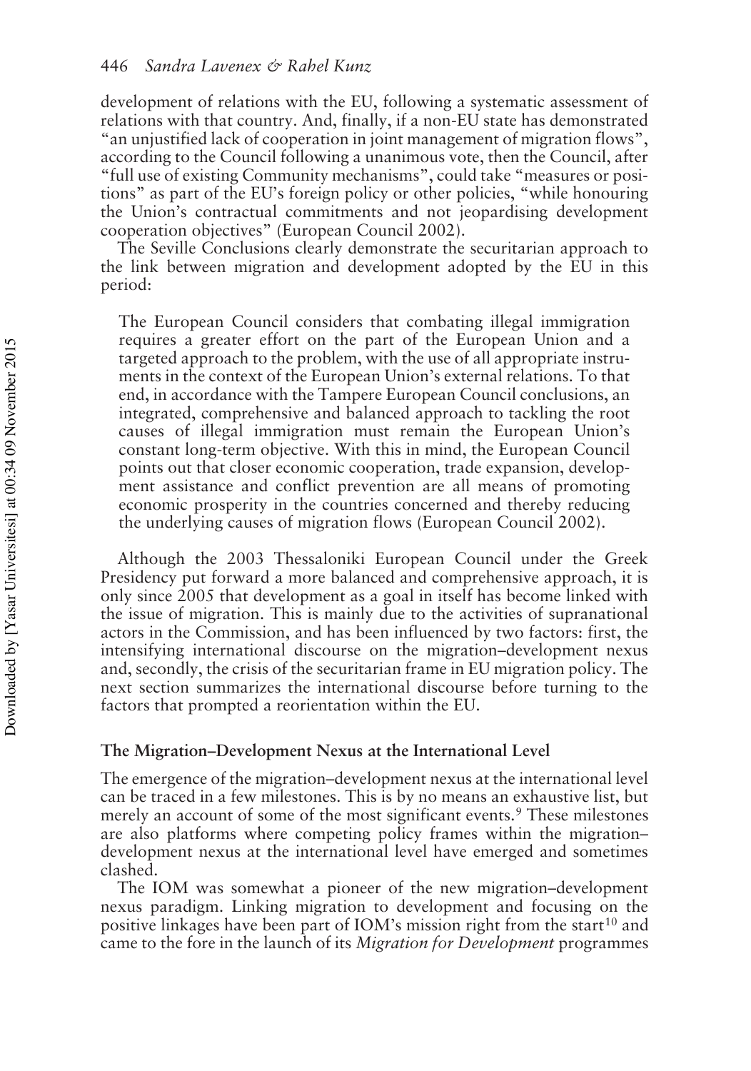development of relations with the EU, following a systematic assessment of relations with that country. And, finally, if a non-EU state has demonstrated "an unjustified lack of cooperation in joint management of migration flows", according to the Council following a unanimous vote, then the Council, after "full use of existing Community mechanisms", could take "measures or positions" as part of the EU's foreign policy or other policies, "while honouring the Union's contractual commitments and not jeopardising development cooperation objectives" (European Council 2002).

The Seville Conclusions clearly demonstrate the securitarian approach to the link between migration and development adopted by the EU in this period:

> The European Council considers that combating illegal immigration requires a greater effort on the part of the European Union and a targeted approach to the problem, with the use of all appropriate instruments in the context of the European Union's external relations. To that end, in accordance with the Tampere European Council conclusions, an integrated, comprehensive and balanced approach to tackling the root causes of illegal immigration must remain the European Union's constant long-term objective. With this in mind, the European Council points out that closer economic cooperation, trade expansion, development assistance and conflict prevention are all means of promoting economic prosperity in the countries concerned and thereby reducing the underlying causes of migration flows (European Council 2002).

Although the 2003 Thessaloniki European Council under the Greek Presidency put forward a more balanced and comprehensive approach, it is only since 2005 that development as a goal in itself has become linked with the issue of migration. This is mainly due to the activities of supranational actors in the Commission, and has been influenced by two factors: first, the intensifying international discourse on the migration–development nexus and, secondly, the crisis of the securitarian frame in EU migration policy. The next section summarizes the international discourse before turning to the factors that prompted a reorientation within the EU.

## The Migration–Development Nexus at the International Level

The emergence of the migration–development nexus at the international level can be traced in a few milestones. This is by no means an exhaustive list, but merely an account of some of the most significant events.[9] These milestones are also platforms where competing policy frames within the migration–development nexus at the international level have emerged and sometimes clashed.

The IOM was somewhat a pioneer of the new migration–development nexus paradigm. Linking migration to development and focusing on the positive linkages have been part of IOM's mission right from the start[10] and came to the fore in the launch of its *Migration for Development* programmes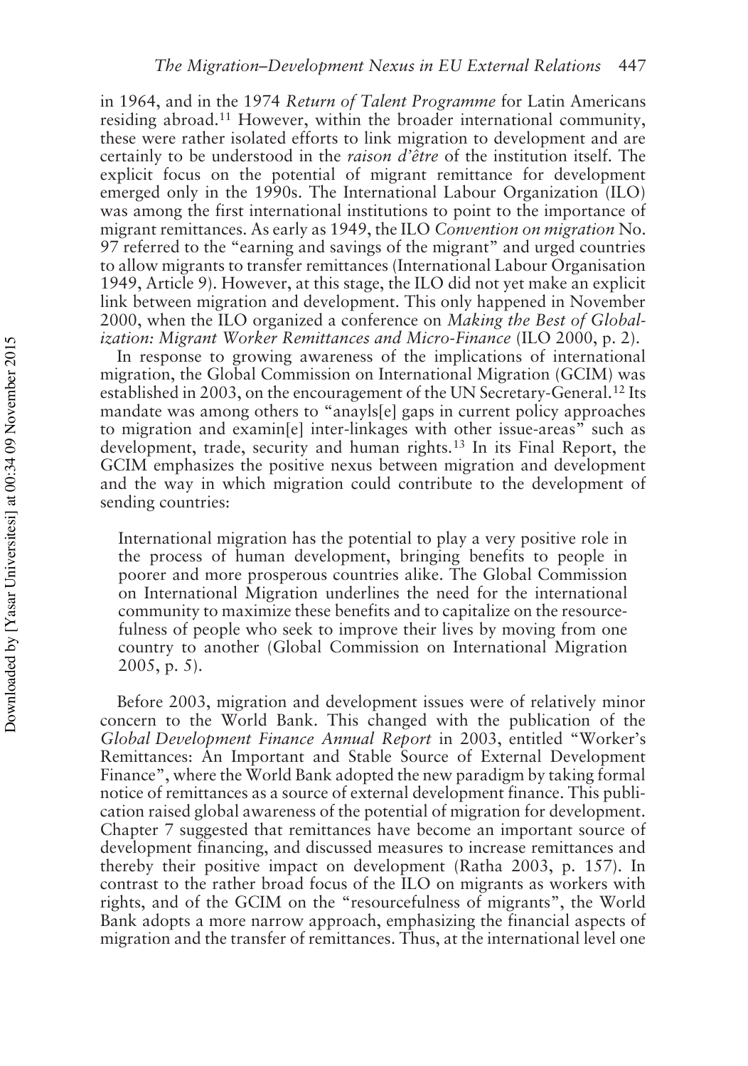in 1964, and in the 1974 *Return of Talent Programme* for Latin Americans residing abroad.[11] However, within the broader international community, these were rather isolated efforts to link migration to development and are certainly to be understood in the *raison d'être* of the institution itself. The explicit focus on the potential of migrant remittance for development emerged only in the 1990s. The International Labour Organization (ILO) was among the first international institutions to point to the importance of migrant remittances. As early as 1949, the ILO *Convention on migration* No. 97 referred to the "earning and savings of the migrant" and urged countries to allow migrants to transfer remittances (International Labour Organisation 1949, Article 9). However, at this stage, the ILO did not yet make an explicit link between migration and development. This only happened in November 2000, when the ILO organized a conference on *Making the Best of Globalization: Migrant Worker Remittances and Micro-Finance* (ILO 2000, p. 2).

In response to growing awareness of the implications of international migration, the Global Commission on International Migration (GCIM) was established in 2003, on the encouragement of the UN Secretary-General.[12] Its mandate was among others to "anayls[e] gaps in current policy approaches to migration and examin[e] inter-linkages with other issue-areas" such as development, trade, security and human rights.[13] In its Final Report, the GCIM emphasizes the positive nexus between migration and development and the way in which migration could contribute to the development of sending countries:

> International migration has the potential to play a very positive role in the process of human development, bringing benefits to people in poorer and more prosperous countries alike. The Global Commission on International Migration underlines the need for the international community to maximize these benefits and to capitalize on the resourcefulness of people who seek to improve their lives by moving from one country to another (Global Commission on International Migration 2005, p. 5).

Before 2003, migration and development issues were of relatively minor concern to the World Bank. This changed with the publication of the *Global Development Finance Annual Report* in 2003, entitled "Worker's Remittances: An Important and Stable Source of External Development Finance", where the World Bank adopted the new paradigm by taking formal notice of remittances as a source of external development finance. This publication raised global awareness of the potential of migration for development. Chapter 7 suggested that remittances have become an important source of development financing, and discussed measures to increase remittances and thereby their positive impact on development (Ratha 2003, p. 157). In contrast to the rather broad focus of the ILO on migrants as workers with rights, and of the GCIM on the "resourcefulness of migrants", the World Bank adopts a more narrow approach, emphasizing the financial aspects of migration and the transfer of remittances. Thus, at the international level one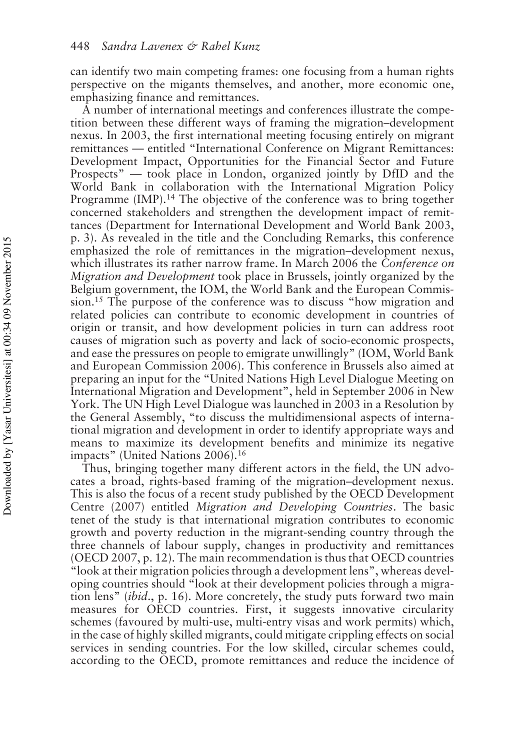can identify two main competing frames: one focusing from a human rights perspective on the migants themselves, and another, more economic one, emphasizing finance and remittances.

A number of international meetings and conferences illustrate the competition between these different ways of framing the migration–development nexus. In 2003, the first international meeting focusing entirely on migrant remittances — entitled "International Conference on Migrant Remittances: Development Impact, Opportunities for the Financial Sector and Future Prospects" — took place in London, organized jointly by DfID and the World Bank in collaboration with the International Migration Policy Programme (IMP).[14] The objective of the conference was to bring together concerned stakeholders and strengthen the development impact of remittances (Department for International Development and World Bank 2003, p. 3). As revealed in the title and the Concluding Remarks, this conference emphasized the role of remittances in the migration–development nexus, which illustrates its rather narrow frame. In March 2006 the *Conference on Migration and Development* took place in Brussels, jointly organized by the Belgium government, the IOM, the World Bank and the European Commission.[15] The purpose of the conference was to discuss "how migration and related policies can contribute to economic development in countries of origin or transit, and how development policies in turn can address root causes of migration such as poverty and lack of socio-economic prospects, and ease the pressures on people to emigrate unwillingly" (IOM, World Bank and European Commission 2006). This conference in Brussels also aimed at preparing an input for the "United Nations High Level Dialogue Meeting on International Migration and Development", held in September 2006 in New York. The UN High Level Dialogue was launched in 2003 in a Resolution by the General Assembly, "to discuss the multidimensional aspects of international migration and development in order to identify appropriate ways and means to maximize its development benefits and minimize its negative impacts" (United Nations 2006).[16]

Thus, bringing together many different actors in the field, the UN advocates a broad, rights-based framing of the migration–development nexus. This is also the focus of a recent study published by the OECD Development Centre (2007) entitled *Migration and Developing Countries*. The basic tenet of the study is that international migration contributes to economic growth and poverty reduction in the migrant-sending country through the three channels of labour supply, changes in productivity and remittances (OECD 2007, p. 12). The main recommendation is thus that OECD countries "look at their migration policies through a development lens", whereas developing countries should "look at their development policies through a migration lens" (*ibid*., p. 16). More concretely, the study puts forward two main measures for OECD countries. First, it suggests innovative circularity schemes (favoured by multi-use, multi-entry visas and work permits) which, in the case of highly skilled migrants, could mitigate crippling effects on social services in sending countries. For the low skilled, circular schemes could, according to the OECD, promote remittances and reduce the incidence of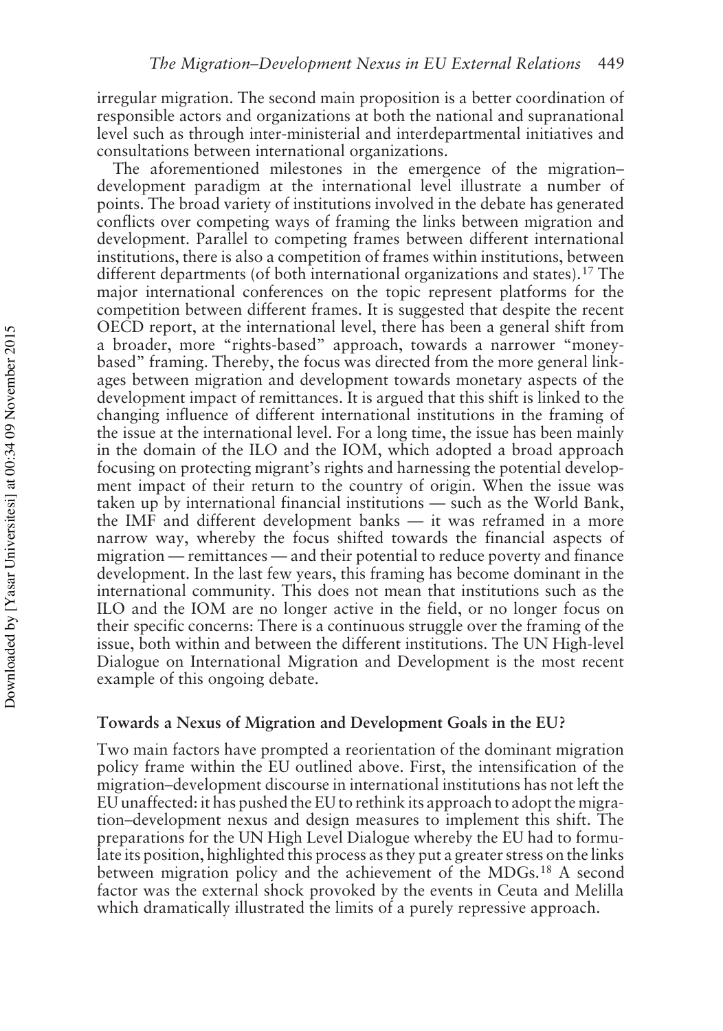irregular migration. The second main proposition is a better coordination of responsible actors and organizations at both the national and supranational level such as through inter-ministerial and interdepartmental initiatives and consultations between international organizations.

The aforementioned milestones in the emergence of the migration–development paradigm at the international level illustrate a number of points. The broad variety of institutions involved in the debate has generated conflicts over competing ways of framing the links between migration and development. Parallel to competing frames between different international institutions, there is also a competition of frames within institutions, between different departments (of both international organizations and states).[17] The major international conferences on the topic represent platforms for the competition between different frames. It is suggested that despite the recent OECD report, at the international level, there has been a general shift from a broader, more "rights-based" approach, towards a narrower "money-based" framing. Thereby, the focus was directed from the more general linkages between migration and development towards monetary aspects of the development impact of remittances. It is argued that this shift is linked to the changing influence of different international institutions in the framing of the issue at the international level. For a long time, the issue has been mainly in the domain of the ILO and the IOM, which adopted a broad approach focusing on protecting migrant's rights and harnessing the potential development impact of their return to the country of origin. When the issue was taken up by international financial institutions — such as the World Bank, the IMF and different development banks — it was reframed in a more narrow way, whereby the focus shifted towards the financial aspects of migration — remittances — and their potential to reduce poverty and finance development. In the last few years, this framing has become dominant in the international community. This does not mean that institutions such as the ILO and the IOM are no longer active in the field, or no longer focus on their specific concerns: There is a continuous struggle over the framing of the issue, both within and between the different institutions. The UN High-level Dialogue on International Migration and Development is the most recent example of this ongoing debate.

## Towards a Nexus of Migration and Development Goals in the EU?

Two main factors have prompted a reorientation of the dominant migration policy frame within the EU outlined above. First, the intensification of the migration–development discourse in international institutions has not left the EU unaffected: it has pushed the EU to rethink its approach to adopt the migration–development nexus and design measures to implement this shift. The preparations for the UN High Level Dialogue whereby the EU had to formulate its position, highlighted this process as they put a greater stress on the links between migration policy and the achievement of the MDGs.[18] A second factor was the external shock provoked by the events in Ceuta and Melilla which dramatically illustrated the limits of a purely repressive approach.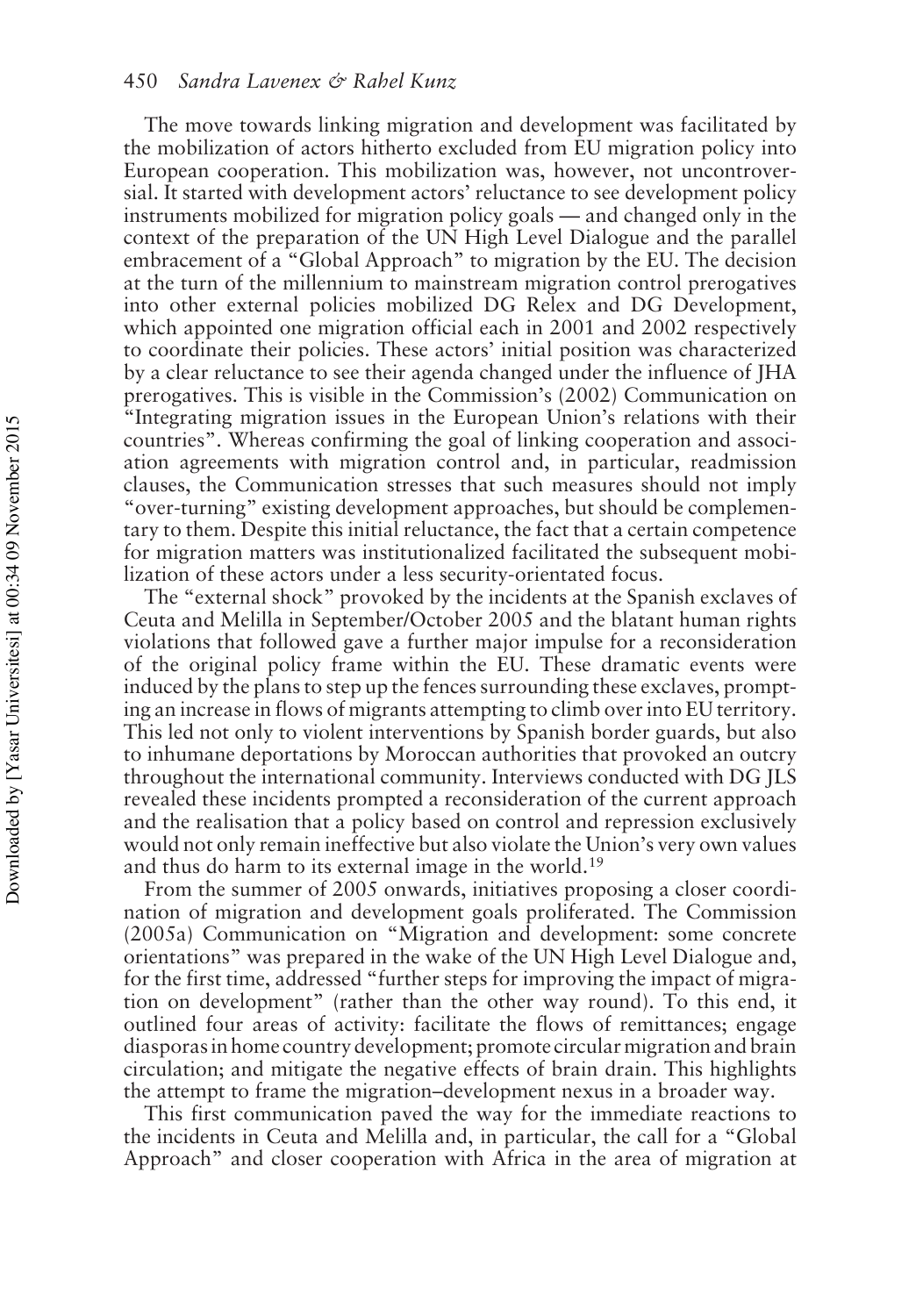The move towards linking migration and development was facilitated by the mobilization of actors hitherto excluded from EU migration policy into European cooperation. This mobilization was, however, not uncontroversial. It started with development actors' reluctance to see development policy instruments mobilized for migration policy goals — and changed only in the context of the preparation of the UN High Level Dialogue and the parallel embracement of a "Global Approach" to migration by the EU. The decision at the turn of the millennium to mainstream migration control prerogatives into other external policies mobilized DG Relex and DG Development, which appointed one migration official each in 2001 and 2002 respectively to coordinate their policies. These actors' initial position was characterized by a clear reluctance to see their agenda changed under the influence of JHA prerogatives. This is visible in the Commission's (2002) Communication on "Integrating migration issues in the European Union's relations with their countries". Whereas confirming the goal of linking cooperation and association agreements with migration control and, in particular, readmission clauses, the Communication stresses that such measures should not imply "over-turning" existing development approaches, but should be complementary to them. Despite this initial reluctance, the fact that a certain competence for migration matters was institutionalized facilitated the subsequent mobilization of these actors under a less security-orientated focus.

The "external shock" provoked by the incidents at the Spanish exclaves of Ceuta and Melilla in September/October 2005 and the blatant human rights violations that followed gave a further major impulse for a reconsideration of the original policy frame within the EU. These dramatic events were induced by the plans to step up the fences surrounding these exclaves, prompting an increase in flows of migrants attempting to climb over into EU territory. This led not only to violent interventions by Spanish border guards, but also to inhumane deportations by Moroccan authorities that provoked an outcry throughout the international community. Interviews conducted with DG JLS revealed these incidents prompted a reconsideration of the current approach and the realisation that a policy based on control and repression exclusively would not only remain ineffective but also violate the Union's very own values and thus do harm to its external image in the world.[19]

From the summer of 2005 onwards, initiatives proposing a closer coordination of migration and development goals proliferated. The Commission (2005a) Communication on "Migration and development: some concrete orientations" was prepared in the wake of the UN High Level Dialogue and, for the first time, addressed "further steps for improving the impact of migration on development" (rather than the other way round). To this end, it outlined four areas of activity: facilitate the flows of remittances; engage diasporas in home country development; promote circular migration and brain circulation; and mitigate the negative effects of brain drain. This highlights the attempt to frame the migration–development nexus in a broader way.

This first communication paved the way for the immediate reactions to the incidents in Ceuta and Melilla and, in particular, the call for a "Global Approach" and closer cooperation with Africa in the area of migration at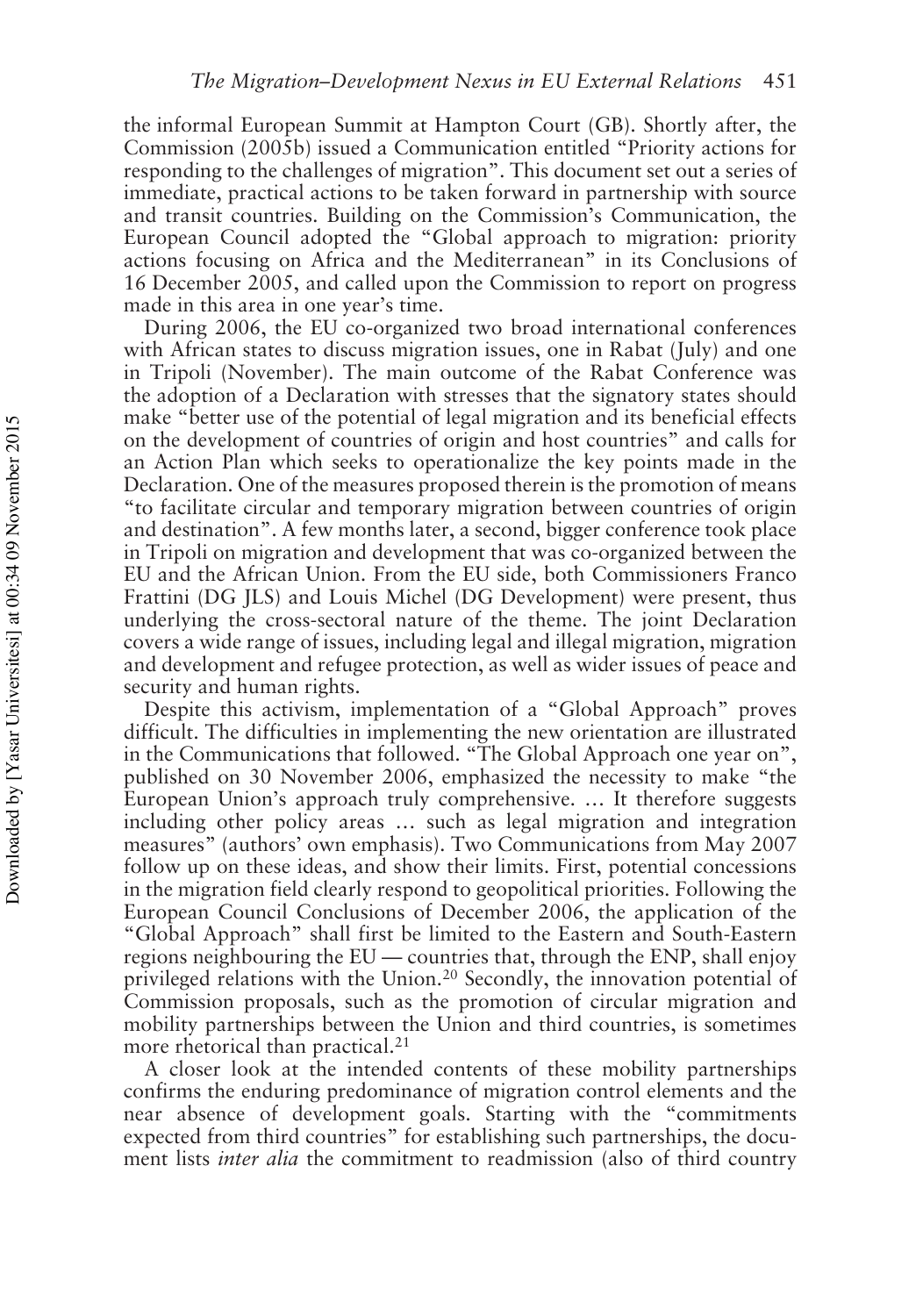the informal European Summit at Hampton Court (GB). Shortly after, the Commission (2005b) issued a Communication entitled "Priority actions for responding to the challenges of migration". This document set out a series of immediate, practical actions to be taken forward in partnership with source and transit countries. Building on the Commission's Communication, the European Council adopted the "Global approach to migration: priority actions focusing on Africa and the Mediterranean" in its Conclusions of 16 December 2005, and called upon the Commission to report on progress made in this area in one year's time.

During 2006, the EU co-organized two broad international conferences with African states to discuss migration issues, one in Rabat (July) and one in Tripoli (November). The main outcome of the Rabat Conference was the adoption of a Declaration with stresses that the signatory states should make "better use of the potential of legal migration and its beneficial effects on the development of countries of origin and host countries" and calls for an Action Plan which seeks to operationalize the key points made in the Declaration. One of the measures proposed therein is the promotion of means "to facilitate circular and temporary migration between countries of origin and destination". A few months later, a second, bigger conference took place in Tripoli on migration and development that was co-organized between the EU and the African Union. From the EU side, both Commissioners Franco Frattini (DG JLS) and Louis Michel (DG Development) were present, thus underlying the cross-sectoral nature of the theme. The joint Declaration covers a wide range of issues, including legal and illegal migration, migration and development and refugee protection, as well as wider issues of peace and security and human rights.

Despite this activism, implementation of a "Global Approach" proves difficult. The difficulties in implementing the new orientation are illustrated in the Communications that followed. "The Global Approach one year on", published on 30 November 2006, emphasized the necessity to make "the European Union's approach truly comprehensive. … It therefore suggests including other policy areas … such as legal migration and integration measures" (authors' own emphasis). Two Communications from May 2007 follow up on these ideas, and show their limits. First, potential concessions in the migration field clearly respond to geopolitical priorities. Following the European Council Conclusions of December 2006, the application of the "Global Approach" shall first be limited to the Eastern and South-Eastern regions neighbouring the EU — countries that, through the ENP, shall enjoy privileged relations with the Union.[20] Secondly, the innovation potential of Commission proposals, such as the promotion of circular migration and mobility partnerships between the Union and third countries, is sometimes more rhetorical than practical.[21]

A closer look at the intended contents of these mobility partnerships confirms the enduring predominance of migration control elements and the near absence of development goals. Starting with the "commitments expected from third countries" for establishing such partnerships, the document lists *inter alia* the commitment to readmission (also of third country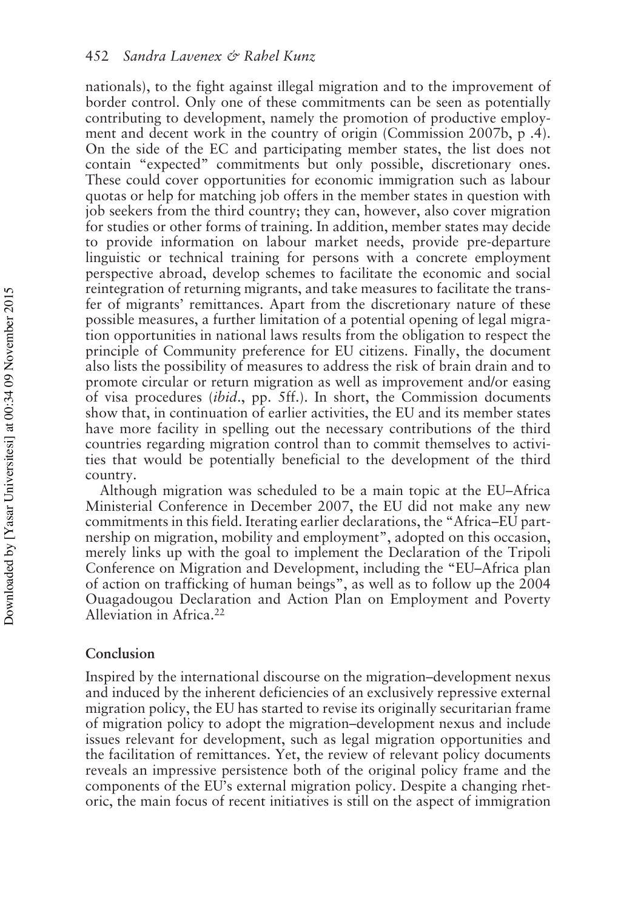nationals), to the fight against illegal migration and to the improvement of border control. Only one of these commitments can be seen as potentially contributing to development, namely the promotion of productive employment and decent work in the country of origin (Commission 2007b, p .4). On the side of the EC and participating member states, the list does not contain "expected" commitments but only possible, discretionary ones. These could cover opportunities for economic immigration such as labour quotas or help for matching job offers in the member states in question with job seekers from the third country; they can, however, also cover migration for studies or other forms of training. In addition, member states may decide to provide information on labour market needs, provide pre-departure linguistic or technical training for persons with a concrete employment perspective abroad, develop schemes to facilitate the economic and social reintegration of returning migrants, and take measures to facilitate the transfer of migrants' remittances. Apart from the discretionary nature of these possible measures, a further limitation of a potential opening of legal migration opportunities in national laws results from the obligation to respect the principle of Community preference for EU citizens. Finally, the document also lists the possibility of measures to address the risk of brain drain and to promote circular or return migration as well as improvement and/or easing of visa procedures (*ibid*., pp. 5ff.). In short, the Commission documents show that, in continuation of earlier activities, the EU and its member states have more facility in spelling out the necessary contributions of the third countries regarding migration control than to commit themselves to activities that would be potentially beneficial to the development of the third country.

Although migration was scheduled to be a main topic at the EU–Africa Ministerial Conference in December 2007, the EU did not make any new commitments in this field. Iterating earlier declarations, the "Africa–EU partnership on migration, mobility and employment", adopted on this occasion, merely links up with the goal to implement the Declaration of the Tripoli Conference on Migration and Development, including the "EU–Africa plan of action on trafficking of human beings", as well as to follow up the 2004 Ouagadougou Declaration and Action Plan on Employment and Poverty Alleviation in Africa.[22]

## Conclusion

Inspired by the international discourse on the migration–development nexus and induced by the inherent deficiencies of an exclusively repressive external migration policy, the EU has started to revise its originally securitarian frame of migration policy to adopt the migration–development nexus and include issues relevant for development, such as legal migration opportunities and the facilitation of remittances. Yet, the review of relevant policy documents reveals an impressive persistence both of the original policy frame and the components of the EU's external migration policy. Despite a changing rhetoric, the main focus of recent initiatives is still on the aspect of immigration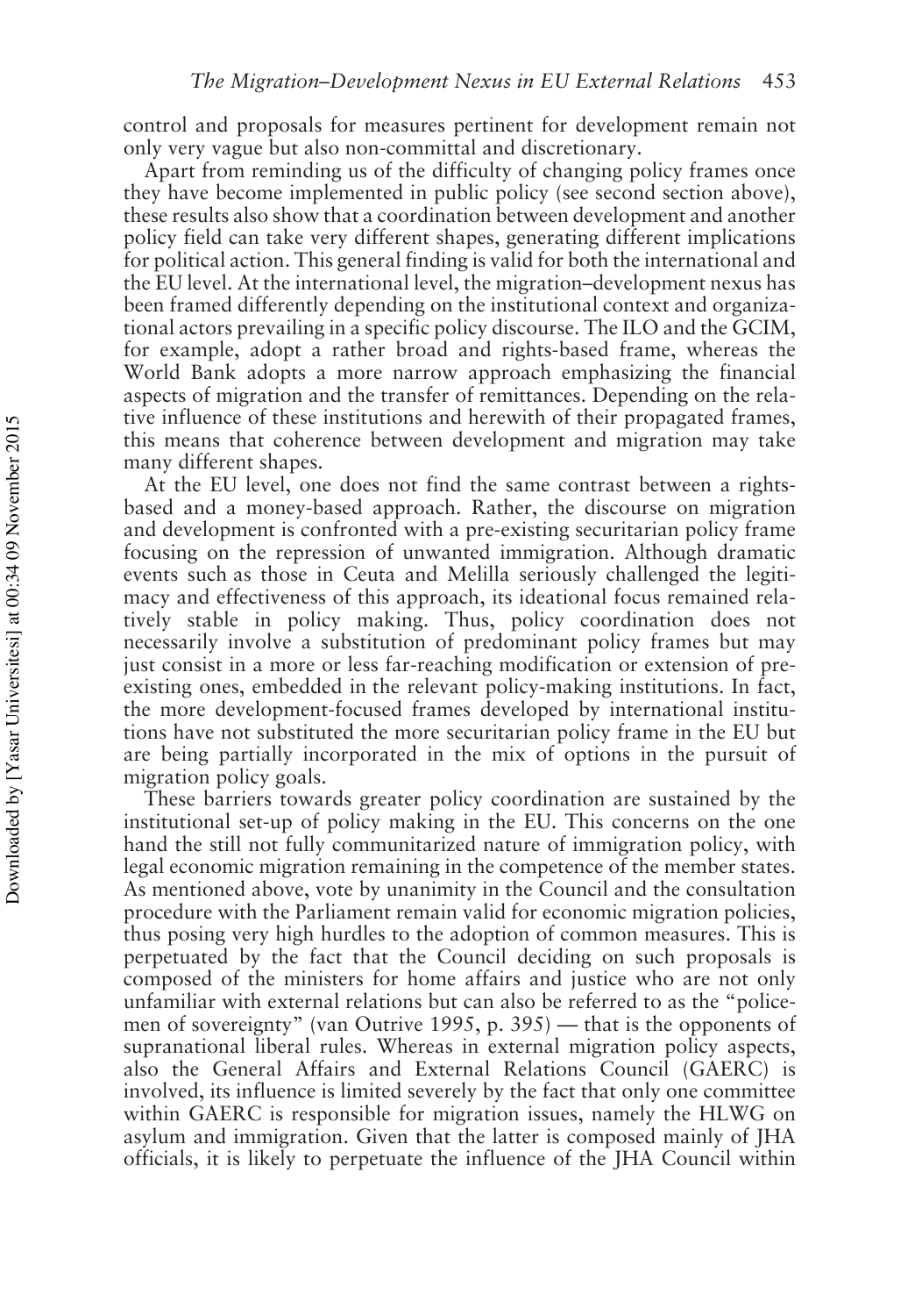control and proposals for measures pertinent for development remain not only very vague but also non-committal and discretionary.

Apart from reminding us of the difficulty of changing policy frames once they have become implemented in public policy (see second section above), these results also show that a coordination between development and another policy field can take very different shapes, generating different implications for political action. This general finding is valid for both the international and the EU level. At the international level, the migration–development nexus has been framed differently depending on the institutional context and organizational actors prevailing in a specific policy discourse. The ILO and the GCIM, for example, adopt a rather broad and rights-based frame, whereas the World Bank adopts a more narrow approach emphasizing the financial aspects of migration and the transfer of remittances. Depending on the relative influence of these institutions and herewith of their propagated frames, this means that coherence between development and migration may take many different shapes.

At the EU level, one does not find the same contrast between a rights-based and a money-based approach. Rather, the discourse on migration and development is confronted with a pre-existing securitarian policy frame focusing on the repression of unwanted immigration. Although dramatic events such as those in Ceuta and Melilla seriously challenged the legitimacy and effectiveness of this approach, its ideational focus remained relatively stable in policy making. Thus, policy coordination does not necessarily involve a substitution of predominant policy frames but may just consist in a more or less far-reaching modification or extension of pre-existing ones, embedded in the relevant policy-making institutions. In fact, the more development-focused frames developed by international institutions have not substituted the more securitarian policy frame in the EU but are being partially incorporated in the mix of options in the pursuit of migration policy goals.

These barriers towards greater policy coordination are sustained by the institutional set-up of policy making in the EU. This concerns on the one hand the still not fully communitarized nature of immigration policy, with legal economic migration remaining in the competence of the member states. As mentioned above, vote by unanimity in the Council and the consultation procedure with the Parliament remain valid for economic migration policies, thus posing very high hurdles to the adoption of common measures. This is perpetuated by the fact that the Council deciding on such proposals is composed of the ministers for home affairs and justice who are not only unfamiliar with external relations but can also be referred to as the "policemen of sovereignty" (van Outrive 1995, p. 395) — that is the opponents of supranational liberal rules. Whereas in external migration policy aspects, also the General Affairs and External Relations Council (GAERC) is involved, its influence is limited severely by the fact that only one committee within GAERC is responsible for migration issues, namely the HLWG on asylum and immigration. Given that the latter is composed mainly of JHA officials, it is likely to perpetuate the influence of the JHA Council within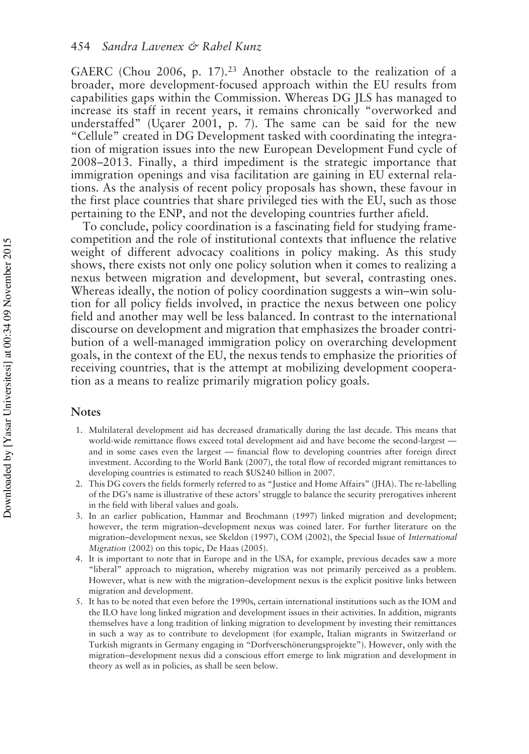GAERC (Chou 2006, p. 17).[23] Another obstacle to the realization of a broader, more development-focused approach within the EU results from capabilities gaps within the Commission. Whereas DG JLS has managed to increase its staff in recent years, it remains chronically "overworked and understaffed" (Uçarer 2001, p. 7). The same can be said for the new "Cellule" created in DG Development tasked with coordinating the integration of migration issues into the new European Development Fund cycle of 2008–2013. Finally, a third impediment is the strategic importance that immigration openings and visa facilitation are gaining in EU external relations. As the analysis of recent policy proposals has shown, these favour in the first place countries that share privileged ties with the EU, such as those pertaining to the ENP, and not the developing countries further afield.

To conclude, policy coordination is a fascinating field for studying frame-competition and the role of institutional contexts that influence the relative weight of different advocacy coalitions in policy making. As this study shows, there exists not only one policy solution when it comes to realizing a nexus between migration and development, but several, contrasting ones. Whereas ideally, the notion of policy coordination suggests a win–win solution for all policy fields involved, in practice the nexus between one policy field and another may well be less balanced. In contrast to the international discourse on development and migration that emphasizes the broader contribution of a well-managed immigration policy on overarching development goals, in the context of the EU, the nexus tends to emphasize the priorities of receiving countries, that is the attempt at mobilizing development cooperation as a means to realize primarily migration policy goals.

## Notes

1. Multilateral development aid has decreased dramatically during the last decade. This means that world-wide remittance flows exceed total development aid and have become the second-largest — and in some cases even the largest — financial flow to developing countries after foreign direct investment. According to the World Bank (2007), the total flow of recorded migrant remittances to developing countries is estimated to reach $US240 billion in 2007.
2. This DG covers the fields formerly referred to as "Justice and Home Affairs" (JHA). The re-labelling of the DG's name is illustrative of these actors' struggle to balance the security prerogatives inherent in the field with liberal values and goals.
3. In an earlier publication, Hammar and Brochmann (1997) linked migration and development; however, the term migration–development nexus was coined later. For further literature on the migration–development nexus, see Skeldon (1997), COM (2002), the Special Issue of *International Migration* (2002) on this topic, De Haas (2005).
4. It is important to note that in Europe and in the USA, for example, previous decades saw a more "liberal" approach to migration, whereby migration was not primarily perceived as a problem. However, what is new with the migration–development nexus is the explicit positive links between migration and development.
5. It has to be noted that even before the 1990s, certain international institutions such as the IOM and the ILO have long linked migration and development issues in their activities. In addition, migrants themselves have a long tradition of linking migration to development by investing their remittances in such a way as to contribute to development (for example, Italian migrants in Switzerland or Turkish migrants in Germany engaging in "Dorfverschönerungsprojekte"). However, only with the migration–development nexus did a conscious effort emerge to link migration and development in theory as well as in policies, as shall be seen below.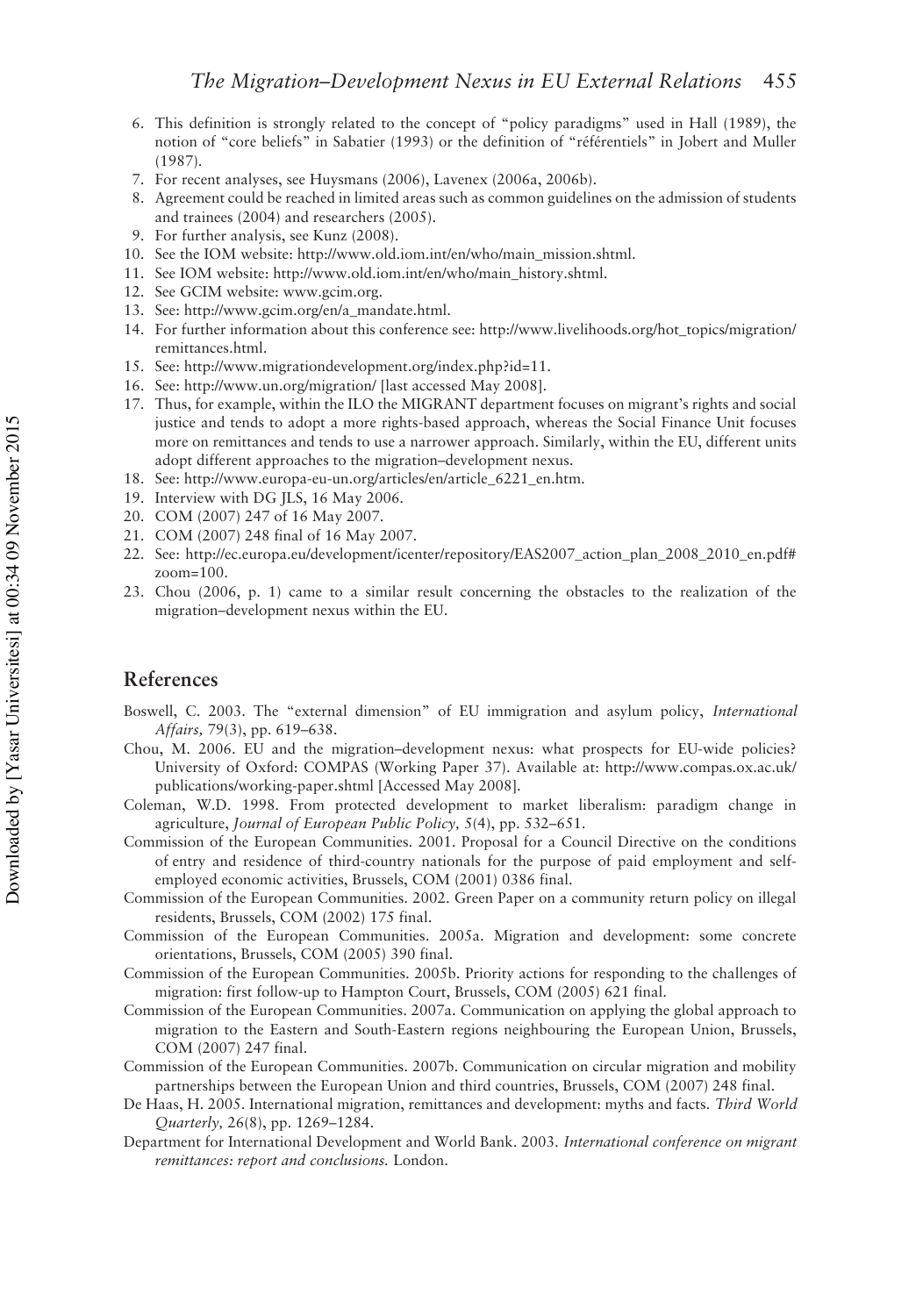6. This definition is strongly related to the concept of "policy paradigms" used in Hall (1989), the notion of "core beliefs" in Sabatier (1993) or the definition of "référentiels" in Jobert and Muller (1987).
7. For recent analyses, see Huysmans (2006), Lavenex (2006a, 2006b).
8. Agreement could be reached in limited areas such as common guidelines on the admission of students and trainees (2004) and researchers (2005).
9. For further analysis, see Kunz (2008).
10. See the IOM website: http://www.old.iom.int/en/who/main_mission.shtml.
11. See IOM website: http://www.old.iom.int/en/who/main_history.shtml.
12. See GCIM website: www.gcim.org.
13. See: http://www.gcim.org/en/a_mandate.html.
14. For further information about this conference see: http://www.livelihoods.org/hot_topics/migration/remittances.html.
15. See: http://www.migrationdevelopment.org/index.php?id=11.
16. See: http://www.un.org/migration/ [last accessed May 2008].
17. Thus, for example, within the ILO the MIGRANT department focuses on migrant's rights and social justice and tends to adopt a more rights-based approach, whereas the Social Finance Unit focuses more on remittances and tends to use a narrower approach. Similarly, within the EU, different units adopt different approaches to the migration–development nexus.
18. See: http://www.europa-eu-un.org/articles/en/article_6221_en.htm.
19. Interview with DG JLS, 16 May 2006.
20. COM (2007) 247 of 16 May 2007.
21. COM (2007) 248 final of 16 May 2007.
22. See: http://ec.europa.eu/development/icenter/repository/EAS2007_action_plan_2008_2010_en.pdf#zoom=100.
23. Chou (2006, p. 1) came to a similar result concerning the obstacles to the realization of the migration–development nexus within the EU.

## References

Boswell, C. 2003. The "external dimension" of EU immigration and asylum policy, *International Affairs,* 79(3), pp. 619–638.

Chou, M. 2006. EU and the migration–development nexus: what prospects for EU-wide policies? University of Oxford: COMPAS (Working Paper 37). Available at: http://www.compas.ox.ac.uk/publications/working-paper.shtml [Accessed May 2008].

Coleman, W.D. 1998. From protected development to market liberalism: paradigm change in agriculture, *Journal of European Public Policy,* 5(4), pp. 532–651.

Commission of the European Communities. 2001. Proposal for a Council Directive on the conditions of entry and residence of third-country nationals for the purpose of paid employment and self-employed economic activities, Brussels, COM (2001) 0386 final.

Commission of the European Communities. 2002. Green Paper on a community return policy on illegal residents, Brussels, COM (2002) 175 final.

Commission of the European Communities. 2005a. Migration and development: some concrete orientations, Brussels, COM (2005) 390 final.

Commission of the European Communities. 2005b. Priority actions for responding to the challenges of migration: first follow-up to Hampton Court, Brussels, COM (2005) 621 final.

Commission of the European Communities. 2007a. Communication on applying the global approach to migration to the Eastern and South-Eastern regions neighbouring the European Union, Brussels, COM (2007) 247 final.

Commission of the European Communities. 2007b. Communication on circular migration and mobility partnerships between the European Union and third countries, Brussels, COM (2007) 248 final.

De Haas, H. 2005. International migration, remittances and development: myths and facts. *Third World Quarterly,* 26(8), pp. 1269–1284.

Department for International Development and World Bank. 2003. *International conference on migrant remittances: report and conclusions.* London.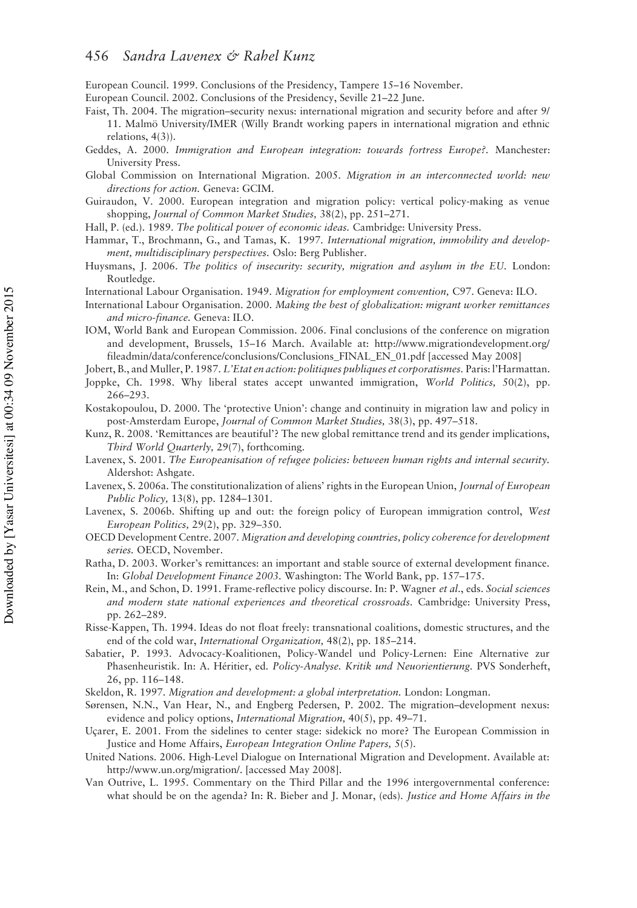European Council. 1999. Conclusions of the Presidency, Tampere 15–16 November.

European Council. 2002. Conclusions of the Presidency, Seville 21–22 June.

Faist, Th. 2004. The migration–security nexus: international migration and security before and after 9/11. Malmö University/IMER (Willy Brandt working papers in international migration and ethnic relations, 4(3)).

Geddes, A. 2000. *Immigration and European integration: towards fortress Europe?*. Manchester: University Press.

Global Commission on International Migration. 2005. *Migration in an interconnected world: new directions for action.* Geneva: GCIM.

Guiraudon, V. 2000. European integration and migration policy: vertical policy-making as venue shopping, *Journal of Common Market Studies,* 38(2), pp. 251–271.

Hall, P. (ed.). 1989. *The political power of economic ideas.* Cambridge: University Press.

Hammar, T., Brochmann, G., and Tamas, K. 1997. *International migration, immobility and development, multidisciplinary perspectives.* Oslo: Berg Publisher.

Huysmans, J. 2006. *The politics of insecurity: security, migration and asylum in the EU.* London: Routledge.

International Labour Organisation. 1949. *Migration for employment convention,* C97. Geneva: ILO.

International Labour Organisation. 2000. *Making the best of globalization: migrant worker remittances and micro-finance.* Geneva: ILO.

IOM, World Bank and European Commission. 2006. Final conclusions of the conference on migration and development, Brussels, 15–16 March. Available at: http://www.migrationdevelopment.org/fileadmin/data/conference/conclusions/Conclusions_FINAL_EN_01.pdf [accessed May 2008]

Jobert, B., and Muller, P. 1987. *L'Etat en action: politiques publiques et corporatismes.* Paris: l'Harmattan.

Joppke, Ch. 1998. Why liberal states accept unwanted immigration, *World Politics,* 50(2), pp. 266–293.

Kostakopoulou, D. 2000. The 'protective Union': change and continuity in migration law and policy in post-Amsterdam Europe, *Journal of Common Market Studies,* 38(3), pp. 497–518.

Kunz, R. 2008. 'Remittances are beautiful'? The new global remittance trend and its gender implications, *Third World Quarterly,* 29(7), forthcoming.

Lavenex, S. 2001. *The Europeanisation of refugee policies: between human rights and internal security.* Aldershot: Ashgate.

Lavenex, S. 2006a. The constitutionalization of aliens' rights in the European Union, *Journal of European Public Policy,* 13(8), pp. 1284–1301.

Lavenex, S. 2006b. Shifting up and out: the foreign policy of European immigration control, *West European Politics,* 29(2), pp. 329–350.

OECD Development Centre. 2007. *Migration and developing countries, policy coherence for development series.* OECD, November.

Ratha, D. 2003. Worker's remittances: an important and stable source of external development finance. In: *Global Development Finance 2003.* Washington: The World Bank, pp. 157–175.

Rein, M., and Schon, D. 1991. Frame-reflective policy discourse. In: P. Wagner *et al*., eds. *Social sciences and modern state national experiences and theoretical crossroads.* Cambridge: University Press, pp. 262–289.

Risse-Kappen, Th. 1994. Ideas do not float freely: transnational coalitions, domestic structures, and the end of the cold war, *International Organization,* 48(2), pp. 185–214.

Sabatier, P. 1993. Advocacy-Koalitionen, Policy-Wandel und Policy-Lernen: Eine Alternative zur Phasenheuristik. In: A. Héritier, ed. *Policy-Analyse. Kritik und Neuorientierung.* PVS Sonderheft, 26, pp. 116–148.

Skeldon, R. 1997. *Migration and development: a global interpretation.* London: Longman.

Sørensen, N.N., Van Hear, N., and Engberg Pedersen, P. 2002. The migration–development nexus: evidence and policy options, *International Migration,* 40(5), pp. 49–71.

Uçarer, E. 2001. From the sidelines to center stage: sidekick no more? The European Commission in Justice and Home Affairs, *European Integration Online Papers,* 5(5).

United Nations. 2006. High-Level Dialogue on International Migration and Development. Available at: http://www.un.org/migration/. [accessed May 2008].

Van Outrive, L. 1995. Commentary on the Third Pillar and the 1996 intergovernmental conference: what should be on the agenda? In: R. Bieber and J. Monar, (eds). *Justice and Home Affairs in the*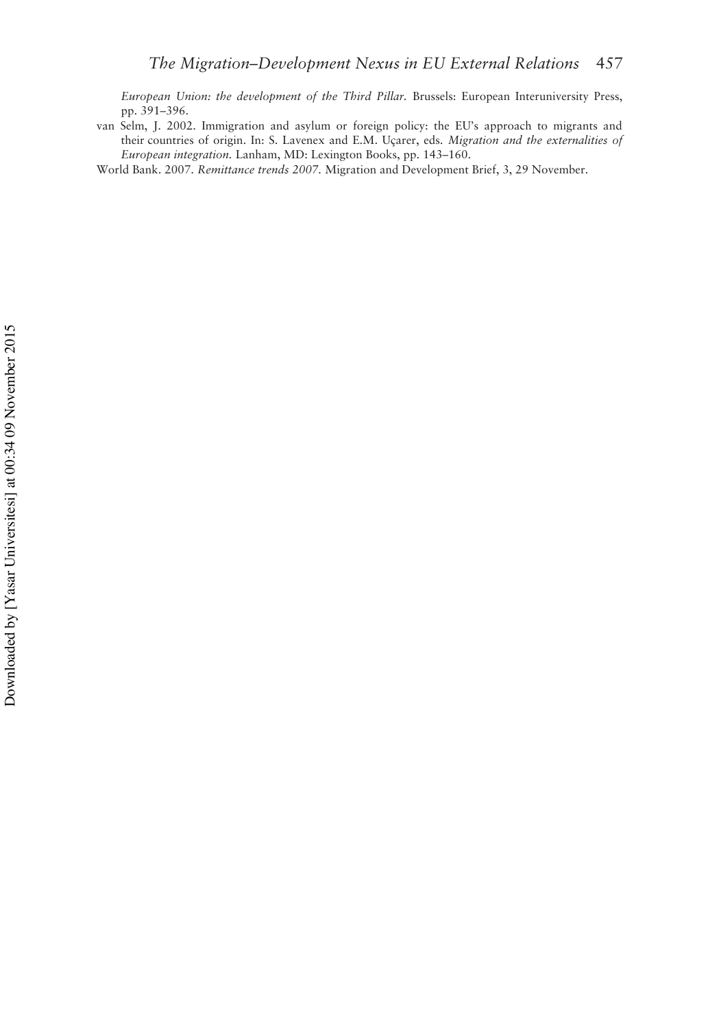*European Union: the development of the Third Pillar*. Brussels: European Interuniversity Press, pp. 391–396.

van Selm, J. 2002. Immigration and asylum or foreign policy: the EU's approach to migrants and their countries of origin. In: S. Lavenex and E.M. Uçarer, eds. *Migration and the externalities of European integration*. Lanham, MD: Lexington Books, pp. 143–160.

World Bank. 2007. *Remittance trends 2007*. Migration and Development Brief, 3, 29 November.